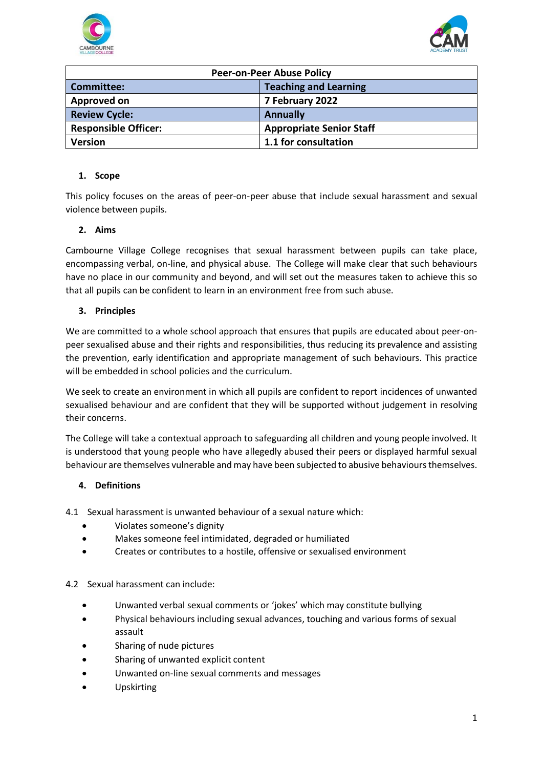| Peer-on-Peer Abuse Policy | |
|---|---|
| **Committee:** | **Teaching and Learning** |
| **Approved on** | **7 February 2022** |
| **Review Cycle:** | **Annually** |
| **Responsible Officer:** | **Appropriate Senior Staff** |
| **Version** | **1.1 for consultation** |

### 1. Scope

This policy focuses on the areas of peer-on-peer abuse that include sexual harassment and sexual violence between pupils.

### 2. Aims

Cambourne Village College recognises that sexual harassment between pupils can take place, encompassing verbal, on-line, and physical abuse. The College will make clear that such behaviours have no place in our community and beyond, and will set out the measures taken to achieve this so that all pupils can be confident to learn in an environment free from such abuse.

### 3. Principles

We are committed to a whole school approach that ensures that pupils are educated about peer-on-peer sexualised abuse and their rights and responsibilities, thus reducing its prevalence and assisting the prevention, early identification and appropriate management of such behaviours. This practice will be embedded in school policies and the curriculum.

We seek to create an environment in which all pupils are confident to report incidences of unwanted sexualised behaviour and are confident that they will be supported without judgement in resolving their concerns.

The College will take a contextual approach to safeguarding all children and young people involved. It is understood that young people who have allegedly abused their peers or displayed harmful sexual behaviour are themselves vulnerable and may have been subjected to abusive behaviours themselves.

### 4. Definitions

4.1 Sexual harassment is unwanted behaviour of a sexual nature which:

- Violates someone's dignity
- Makes someone feel intimidated, degraded or humiliated
- Creates or contributes to a hostile, offensive or sexualised environment

4.2 Sexual harassment can include:

- Unwanted verbal sexual comments or 'jokes' which may constitute bullying
- Physical behaviours including sexual advances, touching and various forms of sexual assault
- Sharing of nude pictures
- Sharing of unwanted explicit content
- Unwanted on-line sexual comments and messages
- Upskirting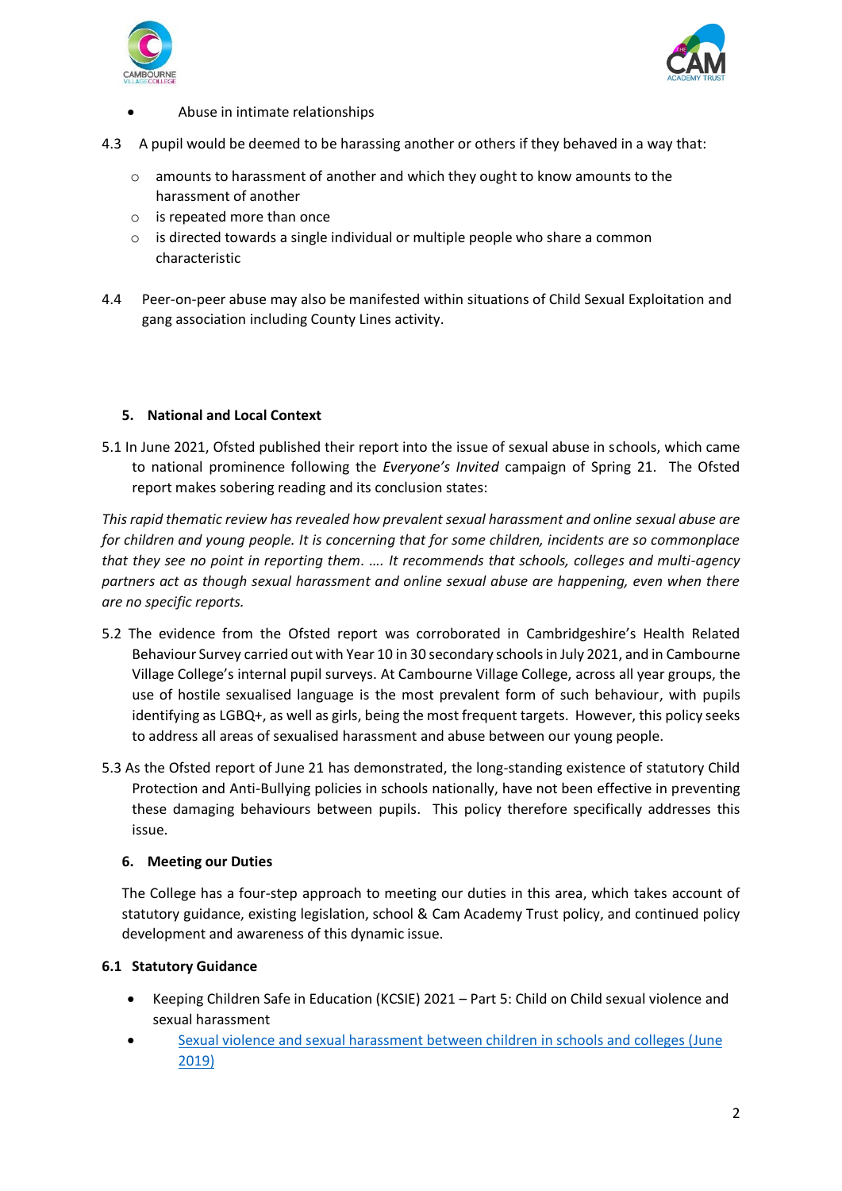- Abuse in intimate relationships

4.3 A pupil would be deemed to be harassing another or others if they behaved in a way that:

- amounts to harassment of another and which they ought to know amounts to the harassment of another
- is repeated more than once
- is directed towards a single individual or multiple people who share a common characteristic

4.4 Peer-on-peer abuse may also be manifested within situations of Child Sexual Exploitation and gang association including County Lines activity.

## 5. National and Local Context

5.1 In June 2021, Ofsted published their report into the issue of sexual abuse in schools, which came to national prominence following the *Everyone's Invited* campaign of Spring 21. The Ofsted report makes sobering reading and its conclusion states:

*This rapid thematic review has revealed how prevalent sexual harassment and online sexual abuse are for children and young people. It is concerning that for some children, incidents are so commonplace that they see no point in reporting them. …. It recommends that schools, colleges and multi-agency partners act as though sexual harassment and online sexual abuse are happening, even when there are no specific reports.*

5.2 The evidence from the Ofsted report was corroborated in Cambridgeshire's Health Related Behaviour Survey carried out with Year 10 in 30 secondary schools in July 2021, and in Cambourne Village College's internal pupil surveys. At Cambourne Village College, across all year groups, the use of hostile sexualised language is the most prevalent form of such behaviour, with pupils identifying as LGBQ+, as well as girls, being the most frequent targets. However, this policy seeks to address all areas of sexualised harassment and abuse between our young people.

5.3 As the Ofsted report of June 21 has demonstrated, the long-standing existence of statutory Child Protection and Anti-Bullying policies in schools nationally, have not been effective in preventing these damaging behaviours between pupils. This policy therefore specifically addresses this issue.

## 6. Meeting our Duties

The College has a four-step approach to meeting our duties in this area, which takes account of statutory guidance, existing legislation, school & Cam Academy Trust policy, and continued policy development and awareness of this dynamic issue.

### 6.1 Statutory Guidance

- Keeping Children Safe in Education (KCSIE) 2021 – Part 5: Child on Child sexual violence and sexual harassment
- Sexual violence and sexual harassment between children in schools and colleges (June 2019)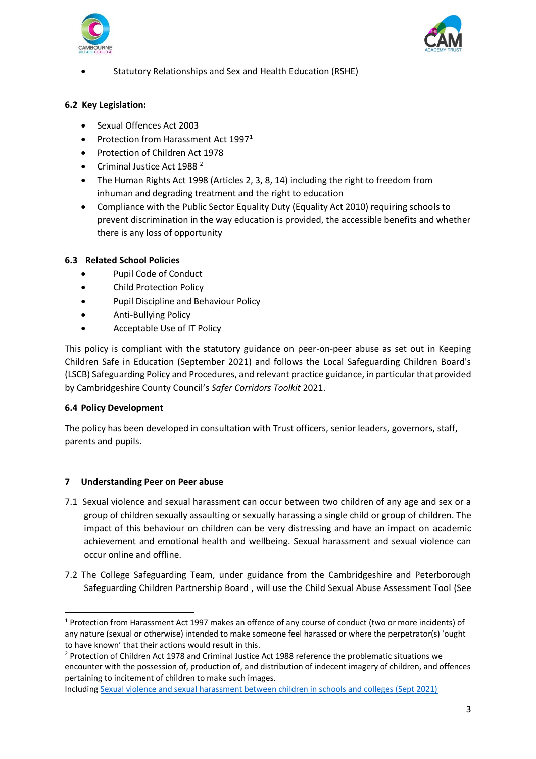- Statutory Relationships and Sex and Health Education (RSHE)

**6.2 Key Legislation:**

- Sexual Offences Act 2003
- Protection from Harassment Act 1997[1]
- Protection of Children Act 1978
- Criminal Justice Act 1988 [2]
- The Human Rights Act 1998 (Articles 2, 3, 8, 14) including the right to freedom from inhuman and degrading treatment and the right to education
- Compliance with the Public Sector Equality Duty (Equality Act 2010) requiring schools to prevent discrimination in the way education is provided, the accessible benefits and whether there is any loss of opportunity

**6.3 Related School Policies**

- Pupil Code of Conduct
- Child Protection Policy
- Pupil Discipline and Behaviour Policy
- Anti-Bullying Policy
- Acceptable Use of IT Policy

This policy is compliant with the statutory guidance on peer-on-peer abuse as set out in Keeping Children Safe in Education (September 2021) and follows the Local Safeguarding Children Board's (LSCB) Safeguarding Policy and Procedures, and relevant practice guidance, in particular that provided by Cambridgeshire County Council's *Safer Corridors Toolkit* 2021.

**6.4 Policy Development**

The policy has been developed in consultation with Trust officers, senior leaders, governors, staff, parents and pupils.

## 7 Understanding Peer on Peer abuse

7.1 Sexual violence and sexual harassment can occur between two children of any age and sex or a group of children sexually assaulting or sexually harassing a single child or group of children. The impact of this behaviour on children can be very distressing and have an impact on academic achievement and emotional health and wellbeing. Sexual harassment and sexual violence can occur online and offline.

7.2 The College Safeguarding Team, under guidance from the Cambridgeshire and Peterborough Safeguarding Children Partnership Board , will use the Child Sexual Abuse Assessment Tool (See

---

[1] Protection from Harassment Act 1997 makes an offence of any course of conduct (two or more incidents) of any nature (sexual or otherwise) intended to make someone feel harassed or where the perpetrator(s) 'ought to have known' that their actions would result in this.

[2] Protection of Children Act 1978 and Criminal Justice Act 1988 reference the problematic situations we encounter with the possession of, production of, and distribution of indecent imagery of children, and offences pertaining to incitement of children to make such images.

Including Sexual violence and sexual harassment between children in schools and colleges (Sept 2021)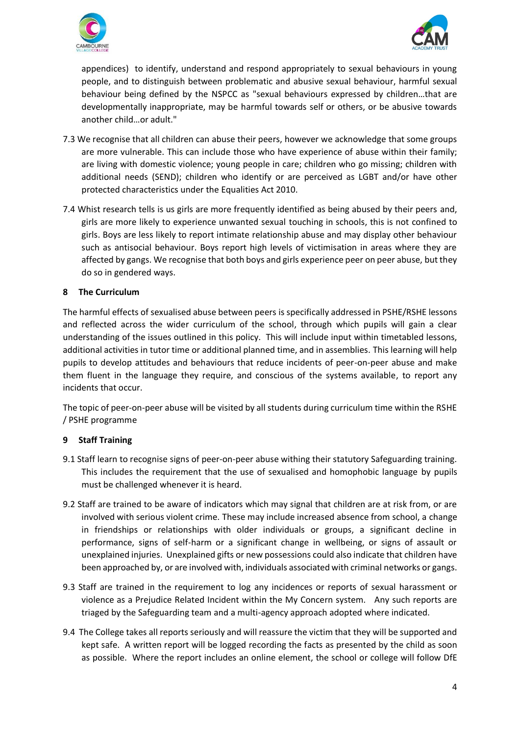appendices) to identify, understand and respond appropriately to sexual behaviours in young people, and to distinguish between problematic and abusive sexual behaviour, harmful sexual behaviour being defined by the NSPCC as "sexual behaviours expressed by children…that are developmentally inappropriate, may be harmful towards self or others, or be abusive towards another child…or adult."

7.3 We recognise that all children can abuse their peers, however we acknowledge that some groups are more vulnerable. This can include those who have experience of abuse within their family; are living with domestic violence; young people in care; children who go missing; children with additional needs (SEND); children who identify or are perceived as LGBT and/or have other protected characteristics under the Equalities Act 2010.

7.4 Whist research tells is us girls are more frequently identified as being abused by their peers and, girls are more likely to experience unwanted sexual touching in schools, this is not confined to girls. Boys are less likely to report intimate relationship abuse and may display other behaviour such as antisocial behaviour. Boys report high levels of victimisation in areas where they are affected by gangs. We recognise that both boys and girls experience peer on peer abuse, but they do so in gendered ways.

## 8 The Curriculum

The harmful effects of sexualised abuse between peers is specifically addressed in PSHE/RSHE lessons and reflected across the wider curriculum of the school, through which pupils will gain a clear understanding of the issues outlined in this policy. This will include input within timetabled lessons, additional activities in tutor time or additional planned time, and in assemblies. This learning will help pupils to develop attitudes and behaviours that reduce incidents of peer-on-peer abuse and make them fluent in the language they require, and conscious of the systems available, to report any incidents that occur.

The topic of peer-on-peer abuse will be visited by all students during curriculum time within the RSHE / PSHE programme

## 9 Staff Training

9.1 Staff learn to recognise signs of peer-on-peer abuse withing their statutory Safeguarding training. This includes the requirement that the use of sexualised and homophobic language by pupils must be challenged whenever it is heard.

9.2 Staff are trained to be aware of indicators which may signal that children are at risk from, or are involved with serious violent crime. These may include increased absence from school, a change in friendships or relationships with older individuals or groups, a significant decline in performance, signs of self-harm or a significant change in wellbeing, or signs of assault or unexplained injuries. Unexplained gifts or new possessions could also indicate that children have been approached by, or are involved with, individuals associated with criminal networks or gangs.

9.3 Staff are trained in the requirement to log any incidences or reports of sexual harassment or violence as a Prejudice Related Incident within the My Concern system. Any such reports are triaged by the Safeguarding team and a multi-agency approach adopted where indicated.

9.4 The College takes all reports seriously and will reassure the victim that they will be supported and kept safe. A written report will be logged recording the facts as presented by the child as soon as possible. Where the report includes an online element, the school or college will follow DfE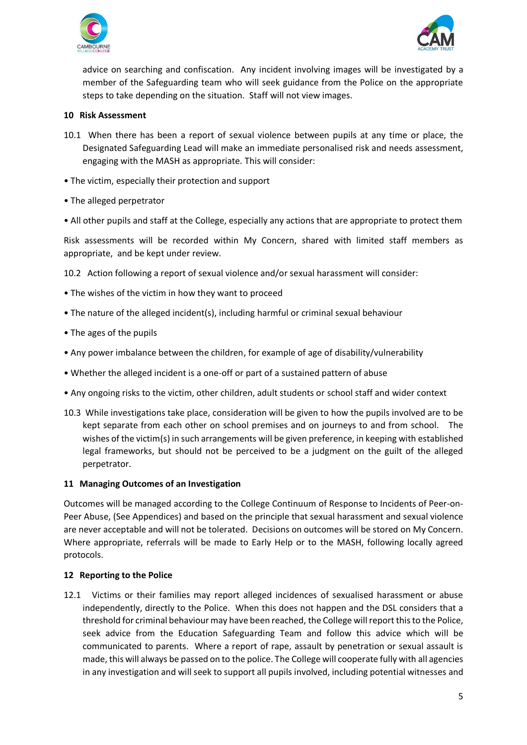advice on searching and confiscation. Any incident involving images will be investigated by a member of the Safeguarding team who will seek guidance from the Police on the appropriate steps to take depending on the situation. Staff will not view images.

## 10 Risk Assessment

10.1 When there has been a report of sexual violence between pupils at any time or place, the Designated Safeguarding Lead will make an immediate personalised risk and needs assessment, engaging with the MASH as appropriate. This will consider:

- The victim, especially their protection and support
- The alleged perpetrator
- All other pupils and staff at the College, especially any actions that are appropriate to protect them

Risk assessments will be recorded within My Concern, shared with limited staff members as appropriate, and be kept under review.

10.2 Action following a report of sexual violence and/or sexual harassment will consider:

- The wishes of the victim in how they want to proceed
- The nature of the alleged incident(s), including harmful or criminal sexual behaviour
- The ages of the pupils
- Any power imbalance between the children, for example of age of disability/vulnerability
- Whether the alleged incident is a one-off or part of a sustained pattern of abuse
- Any ongoing risks to the victim, other children, adult students or school staff and wider context

10.3 While investigations take place, consideration will be given to how the pupils involved are to be kept separate from each other on school premises and on journeys to and from school. The wishes of the victim(s) in such arrangements will be given preference, in keeping with established legal frameworks, but should not be perceived to be a judgment on the guilt of the alleged perpetrator.

## 11 Managing Outcomes of an Investigation

Outcomes will be managed according to the College Continuum of Response to Incidents of Peer-on-Peer Abuse, (See Appendices) and based on the principle that sexual harassment and sexual violence are never acceptable and will not be tolerated. Decisions on outcomes will be stored on My Concern. Where appropriate, referrals will be made to Early Help or to the MASH, following locally agreed protocols.

## 12 Reporting to the Police

12.1 Victims or their families may report alleged incidences of sexualised harassment or abuse independently, directly to the Police. When this does not happen and the DSL considers that a threshold for criminal behaviour may have been reached, the College will report this to the Police, seek advice from the Education Safeguarding Team and follow this advice which will be communicated to parents. Where a report of rape, assault by penetration or sexual assault is made, this will always be passed on to the police. The College will cooperate fully with all agencies in any investigation and will seek to support all pupils involved, including potential witnesses and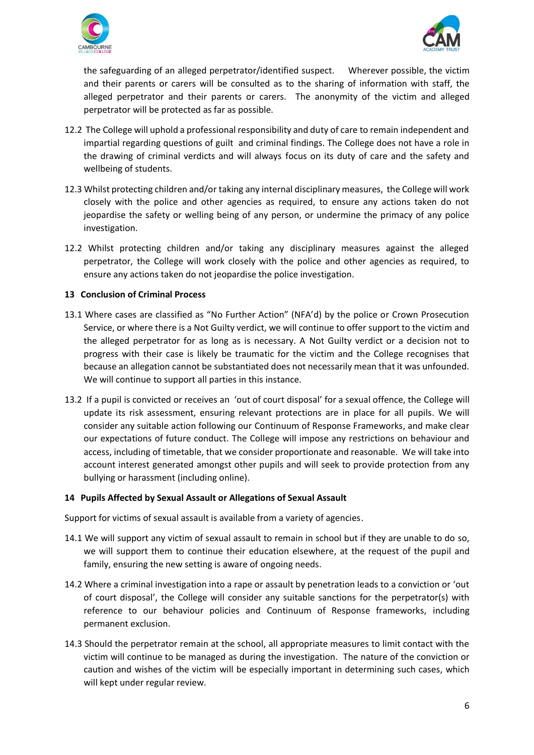the safeguarding of an alleged perpetrator/identified suspect. Wherever possible, the victim and their parents or carers will be consulted as to the sharing of information with staff, the alleged perpetrator and their parents or carers. The anonymity of the victim and alleged perpetrator will be protected as far as possible.

12.2 The College will uphold a professional responsibility and duty of care to remain independent and impartial regarding questions of guilt and criminal findings. The College does not have a role in the drawing of criminal verdicts and will always focus on its duty of care and the safety and wellbeing of students.

12.3 Whilst protecting children and/or taking any internal disciplinary measures, the College will work closely with the police and other agencies as required, to ensure any actions taken do not jeopardise the safety or welling being of any person, or undermine the primacy of any police investigation.

12.2 Whilst protecting children and/or taking any disciplinary measures against the alleged perpetrator, the College will work closely with the police and other agencies as required, to ensure any actions taken do not jeopardise the police investigation.

### 13 Conclusion of Criminal Process

13.1 Where cases are classified as "No Further Action" (NFA'd) by the police or Crown Prosecution Service, or where there is a Not Guilty verdict, we will continue to offer support to the victim and the alleged perpetrator for as long as is necessary. A Not Guilty verdict or a decision not to progress with their case is likely be traumatic for the victim and the College recognises that because an allegation cannot be substantiated does not necessarily mean that it was unfounded. We will continue to support all parties in this instance.

13.2 If a pupil is convicted or receives an 'out of court disposal' for a sexual offence, the College will update its risk assessment, ensuring relevant protections are in place for all pupils. We will consider any suitable action following our Continuum of Response Frameworks, and make clear our expectations of future conduct. The College will impose any restrictions on behaviour and access, including of timetable, that we consider proportionate and reasonable. We will take into account interest generated amongst other pupils and will seek to provide protection from any bullying or harassment (including online).

### 14 Pupils Affected by Sexual Assault or Allegations of Sexual Assault

Support for victims of sexual assault is available from a variety of agencies.

14.1 We will support any victim of sexual assault to remain in school but if they are unable to do so, we will support them to continue their education elsewhere, at the request of the pupil and family, ensuring the new setting is aware of ongoing needs.

14.2 Where a criminal investigation into a rape or assault by penetration leads to a conviction or 'out of court disposal', the College will consider any suitable sanctions for the perpetrator(s) with reference to our behaviour policies and Continuum of Response frameworks, including permanent exclusion.

14.3 Should the perpetrator remain at the school, all appropriate measures to limit contact with the victim will continue to be managed as during the investigation. The nature of the conviction or caution and wishes of the victim will be especially important in determining such cases, which will kept under regular review.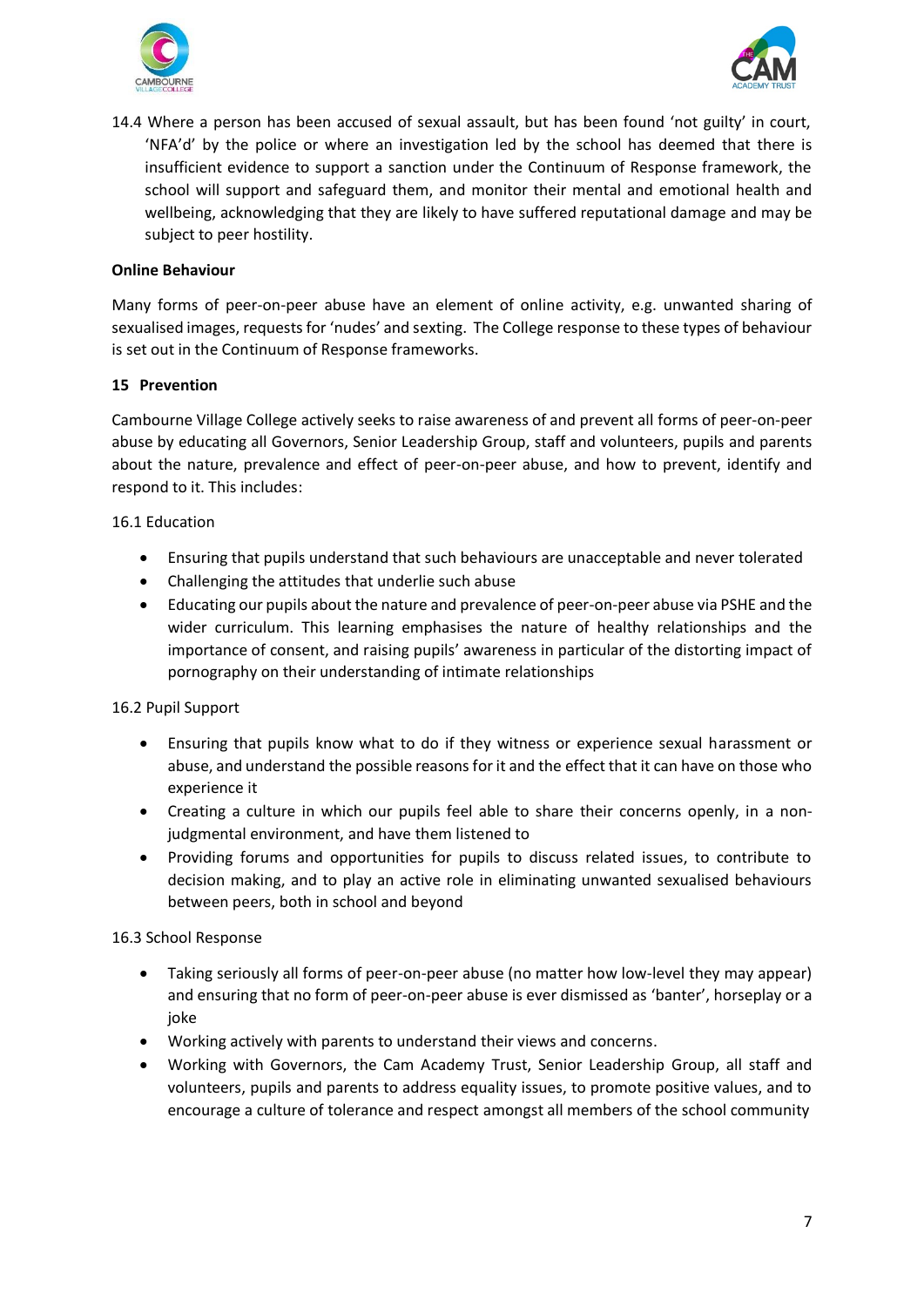14.4 Where a person has been accused of sexual assault, but has been found 'not guilty' in court, 'NFA'd' by the police or where an investigation led by the school has deemed that there is insufficient evidence to support a sanction under the Continuum of Response framework, the school will support and safeguard them, and monitor their mental and emotional health and wellbeing, acknowledging that they are likely to have suffered reputational damage and may be subject to peer hostility.

**Online Behaviour**

Many forms of peer-on-peer abuse have an element of online activity, e.g. unwanted sharing of sexualised images, requests for 'nudes' and sexting. The College response to these types of behaviour is set out in the Continuum of Response frameworks.

**15 Prevention**

Cambourne Village College actively seeks to raise awareness of and prevent all forms of peer-on-peer abuse by educating all Governors, Senior Leadership Group, staff and volunteers, pupils and parents about the nature, prevalence and effect of peer-on-peer abuse, and how to prevent, identify and respond to it. This includes:

16.1 Education

- Ensuring that pupils understand that such behaviours are unacceptable and never tolerated
- Challenging the attitudes that underlie such abuse
- Educating our pupils about the nature and prevalence of peer-on-peer abuse via PSHE and the wider curriculum. This learning emphasises the nature of healthy relationships and the importance of consent, and raising pupils' awareness in particular of the distorting impact of pornography on their understanding of intimate relationships

16.2 Pupil Support

- Ensuring that pupils know what to do if they witness or experience sexual harassment or abuse, and understand the possible reasons for it and the effect that it can have on those who experience it
- Creating a culture in which our pupils feel able to share their concerns openly, in a non-judgmental environment, and have them listened to
- Providing forums and opportunities for pupils to discuss related issues, to contribute to decision making, and to play an active role in eliminating unwanted sexualised behaviours between peers, both in school and beyond

16.3 School Response

- Taking seriously all forms of peer-on-peer abuse (no matter how low-level they may appear) and ensuring that no form of peer-on-peer abuse is ever dismissed as 'banter', horseplay or a joke
- Working actively with parents to understand their views and concerns.
- Working with Governors, the Cam Academy Trust, Senior Leadership Group, all staff and volunteers, pupils and parents to address equality issues, to promote positive values, and to encourage a culture of tolerance and respect amongst all members of the school community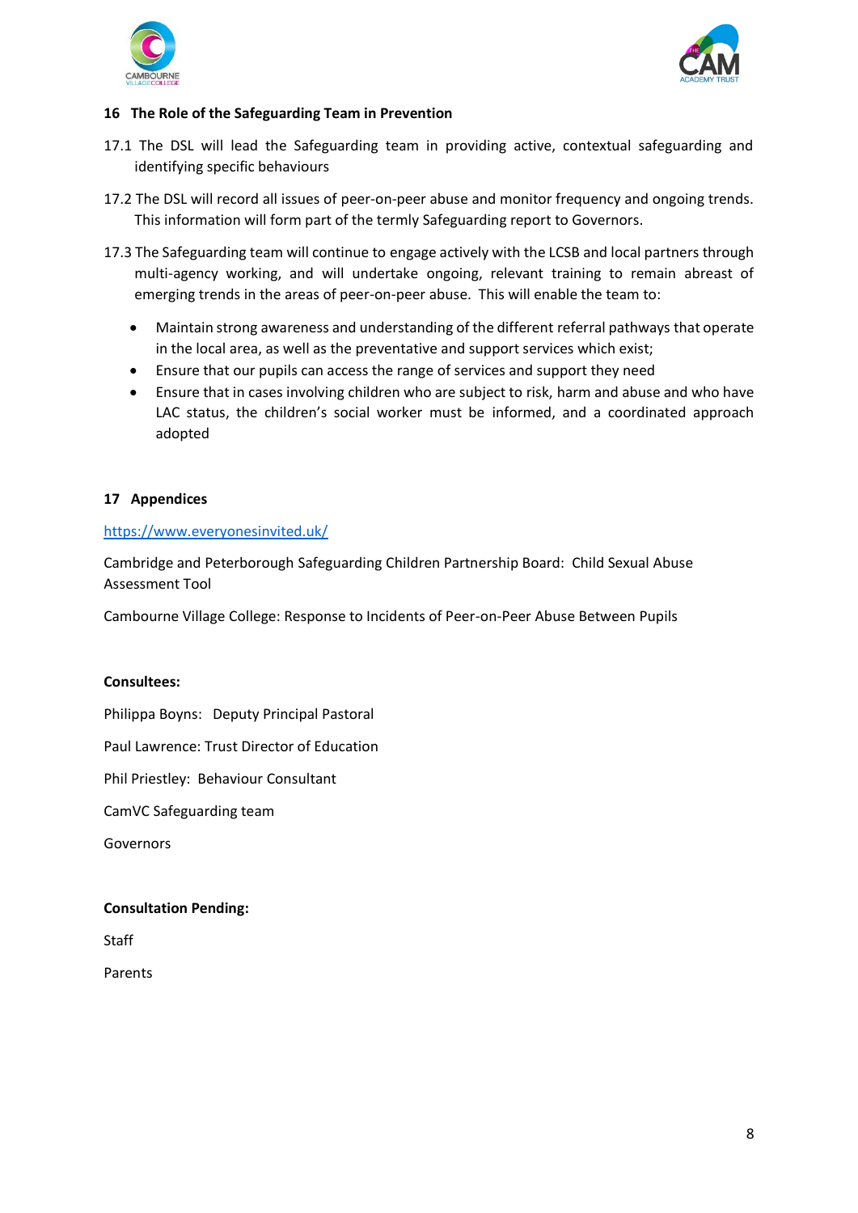## 16 The Role of the Safeguarding Team in Prevention

17.1 The DSL will lead the Safeguarding team in providing active, contextual safeguarding and identifying specific behaviours

17.2 The DSL will record all issues of peer-on-peer abuse and monitor frequency and ongoing trends. This information will form part of the termly Safeguarding report to Governors.

17.3 The Safeguarding team will continue to engage actively with the LCSB and local partners through multi-agency working, and will undertake ongoing, relevant training to remain abreast of emerging trends in the areas of peer-on-peer abuse. This will enable the team to:

- Maintain strong awareness and understanding of the different referral pathways that operate in the local area, as well as the preventative and support services which exist;
- Ensure that our pupils can access the range of services and support they need
- Ensure that in cases involving children who are subject to risk, harm and abuse and who have LAC status, the children's social worker must be informed, and a coordinated approach adopted

## 17 Appendices

https://www.everyonesinvited.uk/

Cambridge and Peterborough Safeguarding Children Partnership Board: Child Sexual Abuse Assessment Tool

Cambourne Village College: Response to Incidents of Peer-on-Peer Abuse Between Pupils

**Consultees:**

Philippa Boyns: Deputy Principal Pastoral

Paul Lawrence: Trust Director of Education

Phil Priestley: Behaviour Consultant

CamVC Safeguarding team

Governors

**Consultation Pending:**

Staff

Parents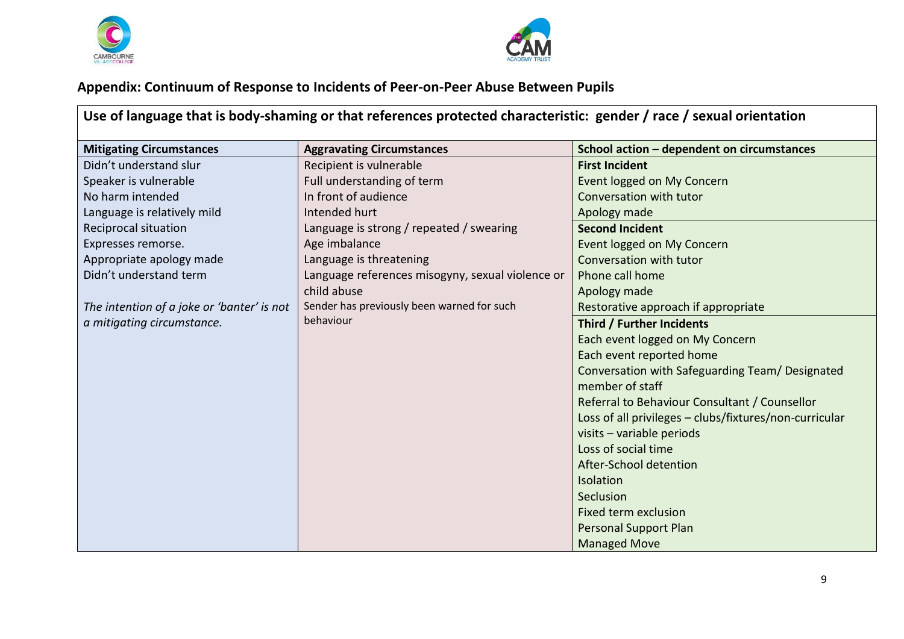## Appendix: Continuum of Response to Incidents of Peer-on-Peer Abuse Between Pupils

| Use of language that is body-shaming or that references protected characteristic: gender / race / sexual orientation | | |
|---|---|---|
| **Mitigating Circumstances** | **Aggravating Circumstances** | **School action – dependent on circumstances** |
| Didn't understand slur<br>Speaker is vulnerable<br>No harm intended<br>Language is relatively mild<br>Reciprocal situation<br>Expresses remorse.<br>Appropriate apology made<br>Didn't understand term<br><br>*The intention of a joke or 'banter' is not a mitigating circumstance.* | Recipient is vulnerable<br>Full understanding of term<br>In front of audience<br>Intended hurt<br>Language is strong / repeated / swearing<br>Age imbalance<br>Language is threatening<br>Language references misogyny, sexual violence or child abuse<br>Sender has previously been warned for such behaviour | **First Incident**<br>Event logged on My Concern<br>Conversation with tutor<br>Apology made<br>**Second Incident**<br>Event logged on My Concern<br>Conversation with tutor<br>Phone call home<br>Apology made<br>Restorative approach if appropriate<br>**Third / Further Incidents**<br>Each event logged on My Concern<br>Each event reported home<br>Conversation with Safeguarding Team/ Designated member of staff<br>Referral to Behaviour Consultant / Counsellor<br>Loss of all privileges – clubs/fixtures/non-curricular visits – variable periods<br>Loss of social time<br>After-School detention<br>Isolation<br>Seclusion<br>Fixed term exclusion<br>Personal Support Plan<br>Managed Move |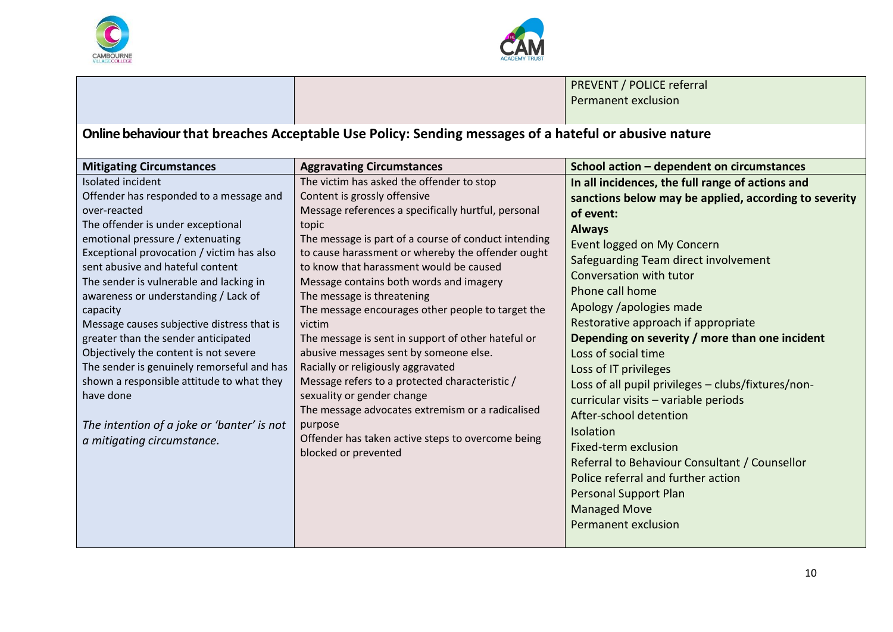| | | |
|---|---|---|
| | | PREVENT / POLICE referral<br>Permanent exclusion |

## Online behaviour that breaches Acceptable Use Policy: Sending messages of a hateful or abusive nature

| Mitigating Circumstances | Aggravating Circumstances | School action – dependent on circumstances |
|---|---|---|
| Isolated incident<br>Offender has responded to a message and over-reacted<br>The offender is under exceptional emotional pressure / extenuating<br>Exceptional provocation / victim has also sent abusive and hateful content<br>The sender is vulnerable and lacking in awareness or understanding / Lack of capacity<br>Message causes subjective distress that is greater than the sender anticipated<br>Objectively the content is not severe<br>The sender is genuinely remorseful and has shown a responsible attitude to what they have done<br><br>*The intention of a joke or 'banter' is not a mitigating circumstance.* | The victim has asked the offender to stop<br>Content is grossly offensive<br>Message references a specifically hurtful, personal topic<br>The message is part of a course of conduct intending to cause harassment or whereby the offender ought to know that harassment would be caused<br>Message contains both words and imagery<br>The message is threatening<br>The message encourages other people to target the victim<br>The message is sent in support of other hateful or abusive messages sent by someone else.<br>Racially or religiously aggravated<br>Message refers to a protected characteristic / sexuality or gender change<br>The message advocates extremism or a radicalised purpose<br>Offender has taken active steps to overcome being blocked or prevented | **In all incidences, the full range of actions and sanctions below may be applied, according to severity of event:**<br>**Always**<br>Event logged on My Concern<br>Safeguarding Team direct involvement<br>Conversation with tutor<br>Phone call home<br>Apology /apologies made<br>Restorative approach if appropriate<br>**Depending on severity / more than one incident**<br>Loss of social time<br>Loss of IT privileges<br>Loss of all pupil privileges – clubs/fixtures/non-curricular visits – variable periods<br>After-school detention<br>Isolation<br>Fixed-term exclusion<br>Referral to Behaviour Consultant / Counsellor<br>Police referral and further action<br>Personal Support Plan<br>Managed Move<br>Permanent exclusion |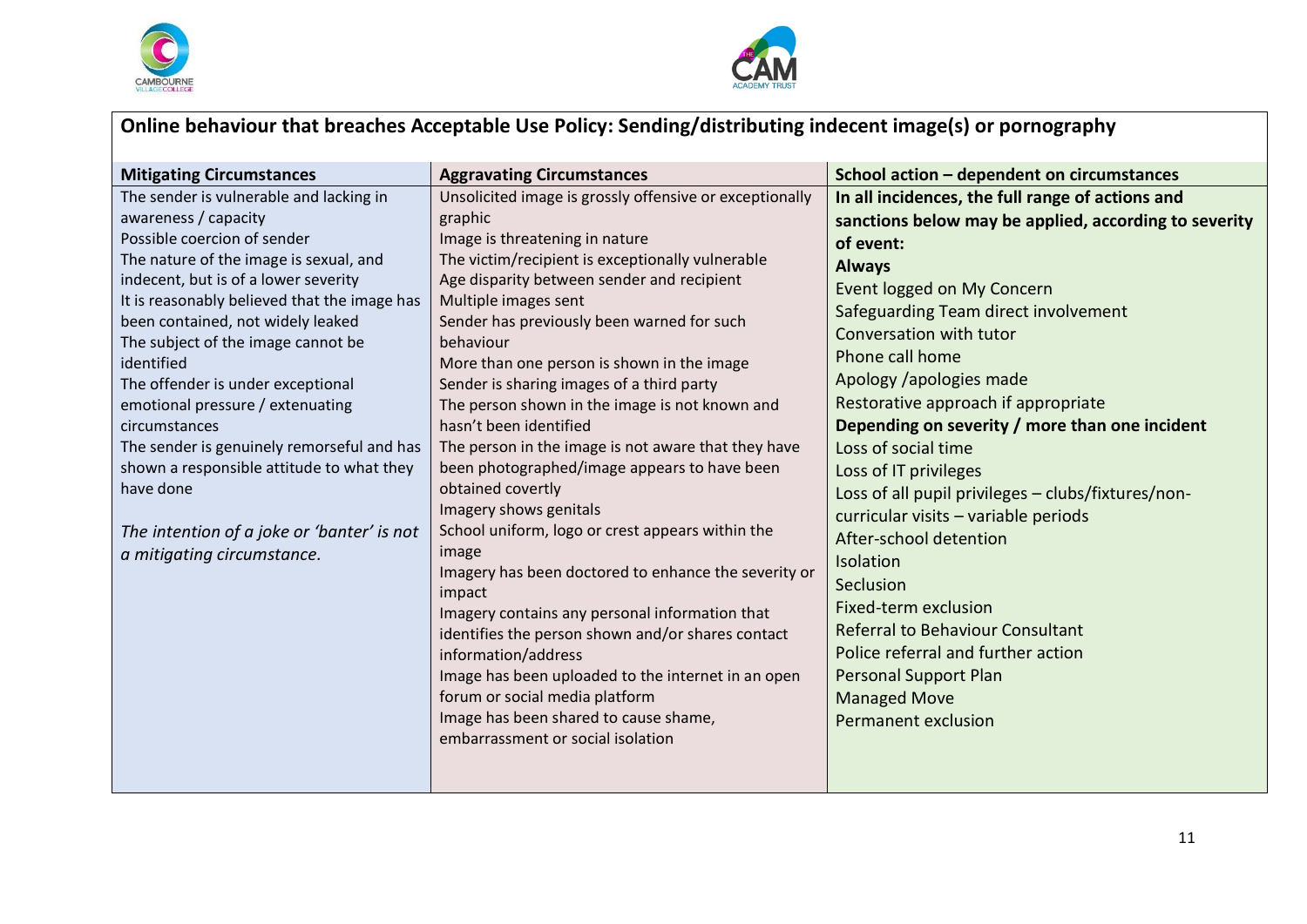## Online behaviour that breaches Acceptable Use Policy: Sending/distributing indecent image(s) or pornography

| Mitigating Circumstances | Aggravating Circumstances | School action – dependent on circumstances |
|---|---|---|
| The sender is vulnerable and lacking in awareness / capacity<br>Possible coercion of sender<br>The nature of the image is sexual, and indecent, but is of a lower severity<br>It is reasonably believed that the image has been contained, not widely leaked<br>The subject of the image cannot be identified<br>The offender is under exceptional emotional pressure / extenuating circumstances<br>The sender is genuinely remorseful and has shown a responsible attitude to what they have done<br><br>*The intention of a joke or 'banter' is not a mitigating circumstance.* | Unsolicited image is grossly offensive or exceptionally graphic<br>Image is threatening in nature<br>The victim/recipient is exceptionally vulnerable<br>Age disparity between sender and recipient<br>Multiple images sent<br>Sender has previously been warned for such behaviour<br>More than one person is shown in the image<br>Sender is sharing images of a third party<br>The person shown in the image is not known and hasn't been identified<br>The person in the image is not aware that they have been photographed/image appears to have been obtained covertly<br>Imagery shows genitals<br>School uniform, logo or crest appears within the image<br>Imagery has been doctored to enhance the severity or impact<br>Imagery contains any personal information that identifies the person shown and/or shares contact information/address<br>Image has been uploaded to the internet in an open forum or social media platform<br>Image has been shared to cause shame, embarrassment or social isolation | **In all incidences, the full range of actions and sanctions below may be applied, according to severity of event:**<br>**Always**<br>Event logged on My Concern<br>Safeguarding Team direct involvement<br>Conversation with tutor<br>Phone call home<br>Apology /apologies made<br>Restorative approach if appropriate<br>**Depending on severity / more than one incident**<br>Loss of social time<br>Loss of IT privileges<br>Loss of all pupil privileges – clubs/fixtures/non-curricular visits – variable periods<br>After-school detention<br>Isolation<br>Seclusion<br>Fixed-term exclusion<br>Referral to Behaviour Consultant<br>Police referral and further action<br>Personal Support Plan<br>Managed Move<br>Permanent exclusion |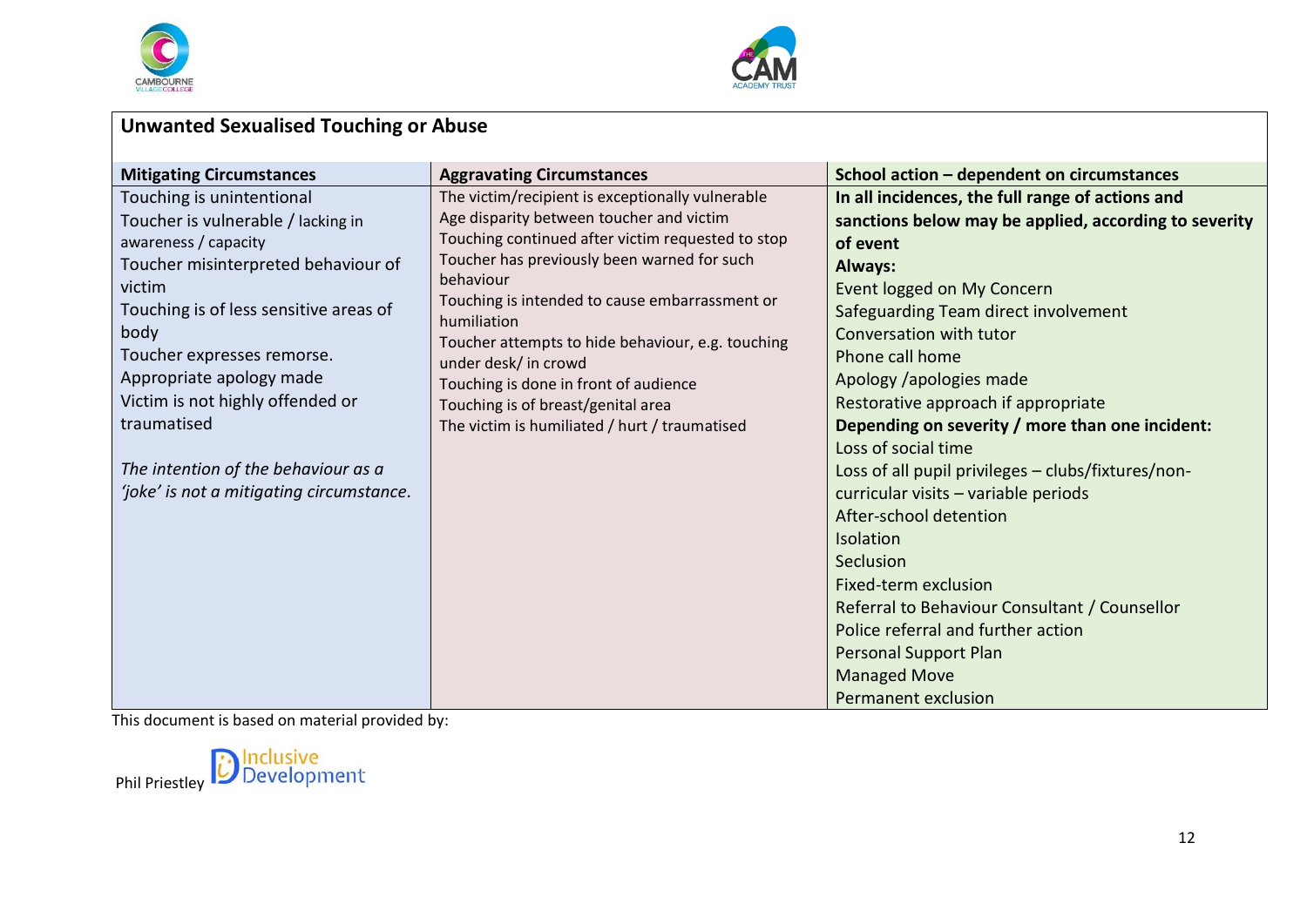## Unwanted Sexualised Touching or Abuse

| Mitigating Circumstances | Aggravating Circumstances | School action – dependent on circumstances |
|---|---|---|
| Touching is unintentional<br>Toucher is vulnerable / lacking in awareness / capacity<br>Toucher misinterpreted behaviour of victim<br>Touching is of less sensitive areas of body<br>Toucher expresses remorse.<br>Appropriate apology made<br>Victim is not highly offended or traumatised<br><br>*The intention of the behaviour as a 'joke' is not a mitigating circumstance.* | The victim/recipient is exceptionally vulnerable<br>Age disparity between toucher and victim<br>Touching continued after victim requested to stop<br>Toucher has previously been warned for such behaviour<br>Touching is intended to cause embarrassment or humiliation<br>Toucher attempts to hide behaviour, e.g. touching under desk/ in crowd<br>Touching is done in front of audience<br>Touching is of breast/genital area<br>The victim is humiliated / hurt / traumatised | **In all incidences, the full range of actions and sanctions below may be applied, according to severity of event**<br>**Always:**<br>Event logged on My Concern<br>Safeguarding Team direct involvement<br>Conversation with tutor<br>Phone call home<br>Apology /apologies made<br>Restorative approach if appropriate<br>**Depending on severity / more than one incident:**<br>Loss of social time<br>Loss of all pupil privileges – clubs/fixtures/non-curricular visits – variable periods<br>After-school detention<br>Isolation<br>Seclusion<br>Fixed-term exclusion<br>Referral to Behaviour Consultant / Counsellor<br>Police referral and further action<br>Personal Support Plan<br>Managed Move<br>Permanent exclusion |

This document is based on material provided by:

Phil Priestley Inclusive Development